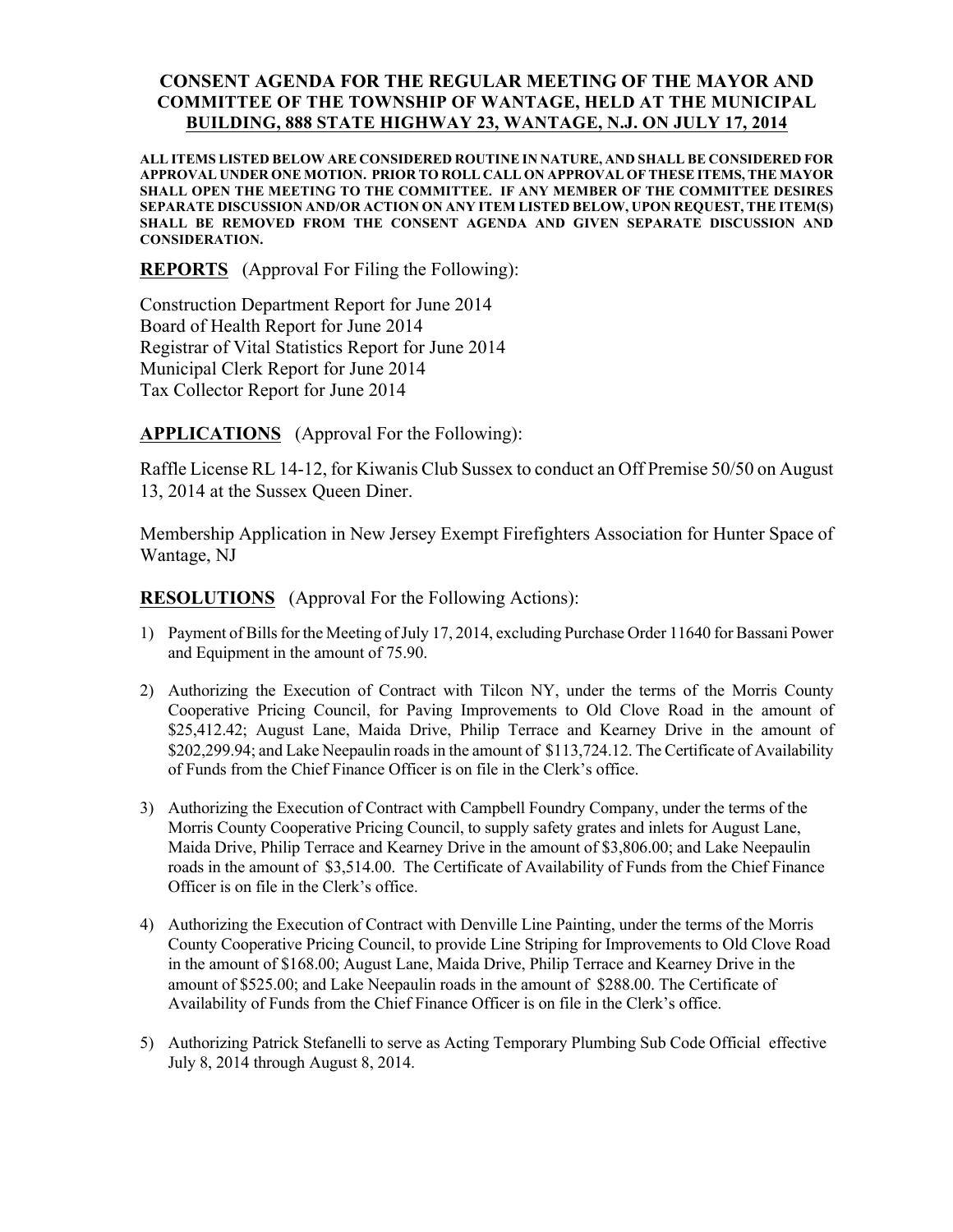# CONSENT AGENDA FOR THE REGULAR MEETING OF THE MAYOR AND COMMITTEE OF THE TOWNSHIP OF WANTAGE, HELD AT THE MUNICIPAL BUILDING, 888 STATE HIGHWAY 23, WANTAGE, N.J. ON JULY 17, 2014

**ALL ITEMS LISTED BELOW ARE CONSIDERED ROUTINE IN NATURE, AND SHALL BE CONSIDERED FOR APPROVAL UNDER ONE MOTION. PRIOR TO ROLL CALL ON APPROVAL OF THESE ITEMS, THE MAYOR SHALL OPEN THE MEETING TO THE COMMITTEE. IF ANY MEMBER OF THE COMMITTEE DESIRES SEPARATE DISCUSSION AND/OR ACTION ON ANY ITEM LISTED BELOW, UPON REQUEST, THE ITEM(S) SHALL BE REMOVED FROM THE CONSENT AGENDA AND GIVEN SEPARATE DISCUSSION AND CONSIDERATION.**

**REPORTS** (Approval For Filing the Following):

Construction Department Report for June 2014
Board of Health Report for June 2014
Registrar of Vital Statistics Report for June 2014
Municipal Clerk Report for June 2014
Tax Collector Report for June 2014

**APPLICATIONS** (Approval For the Following):

Raffle License RL 14-12, for Kiwanis Club Sussex to conduct an Off Premise 50/50 on August 13, 2014 at the Sussex Queen Diner.

Membership Application in New Jersey Exempt Firefighters Association for Hunter Space of Wantage, NJ

**RESOLUTIONS** (Approval For the Following Actions):

1) Payment of Bills for the Meeting of July 17, 2014, excluding Purchase Order 11640 for Bassani Power and Equipment in the amount of 75.90.

2) Authorizing the Execution of Contract with Tilcon NY, under the terms of the Morris County Cooperative Pricing Council, for Paving Improvements to Old Clove Road in the amount of $25,412.42; August Lane, Maida Drive, Philip Terrace and Kearney Drive in the amount of $202,299.94; and Lake Neepaulin roads in the amount of $113,724.12. The Certificate of Availability of Funds from the Chief Finance Officer is on file in the Clerk's office.

3) Authorizing the Execution of Contract with Campbell Foundry Company, under the terms of the Morris County Cooperative Pricing Council, to supply safety grates and inlets for August Lane, Maida Drive, Philip Terrace and Kearney Drive in the amount of $3,806.00; and Lake Neepaulin roads in the amount of $3,514.00. The Certificate of Availability of Funds from the Chief Finance Officer is on file in the Clerk's office.

4) Authorizing the Execution of Contract with Denville Line Painting, under the terms of the Morris County Cooperative Pricing Council, to provide Line Striping for Improvements to Old Clove Road in the amount of $168.00; August Lane, Maida Drive, Philip Terrace and Kearney Drive in the amount of $525.00; and Lake Neepaulin roads in the amount of $288.00. The Certificate of Availability of Funds from the Chief Finance Officer is on file in the Clerk's office.

5) Authorizing Patrick Stefanelli to serve as Acting Temporary Plumbing Sub Code Official effective July 8, 2014 through August 8, 2014.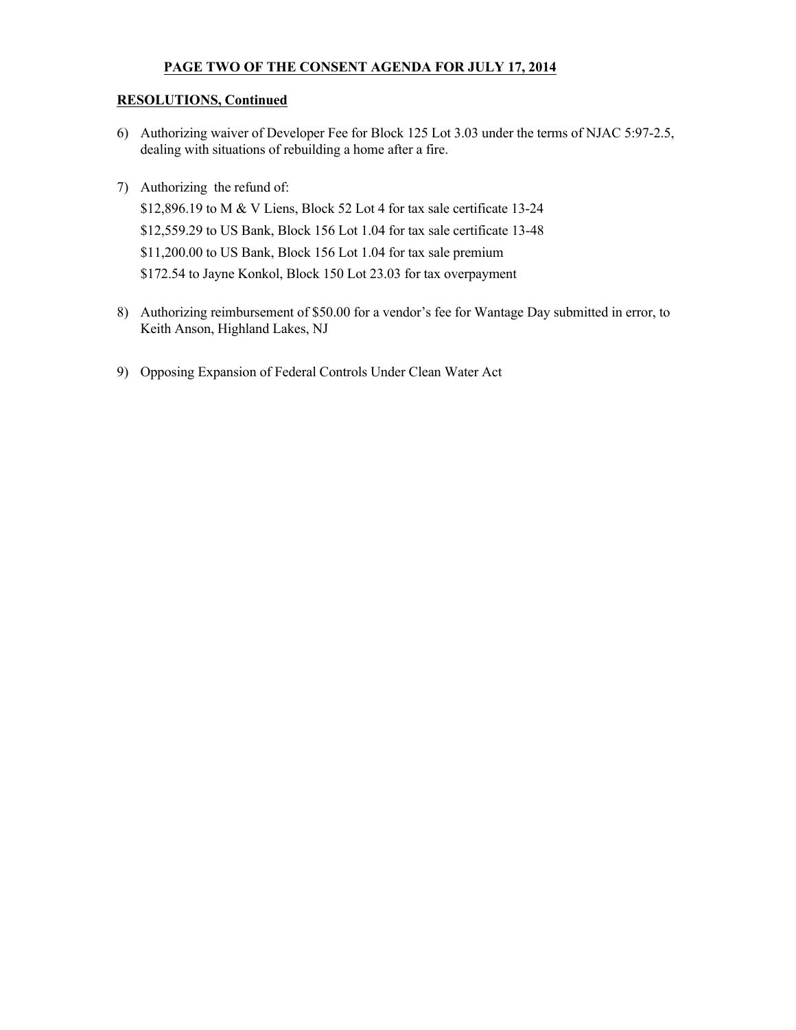## PAGE TWO OF THE CONSENT AGENDA FOR JULY 17, 2014

### RESOLUTIONS, Continued

6) Authorizing waiver of Developer Fee for Block 125 Lot 3.03 under the terms of NJAC 5:97-2.5, dealing with situations of rebuilding a home after a fire.

7) Authorizing the refund of:

   $12,896.19 to M & V Liens, Block 52 Lot 4 for tax sale certificate 13-24

   $12,559.29 to US Bank, Block 156 Lot 1.04 for tax sale certificate 13-48

   $11,200.00 to US Bank, Block 156 Lot 1.04 for tax sale premium

   $172.54 to Jayne Konkol, Block 150 Lot 23.03 for tax overpayment

8) Authorizing reimbursement of $50.00 for a vendor's fee for Wantage Day submitted in error, to Keith Anson, Highland Lakes, NJ

9) Opposing Expansion of Federal Controls Under Clean Water Act